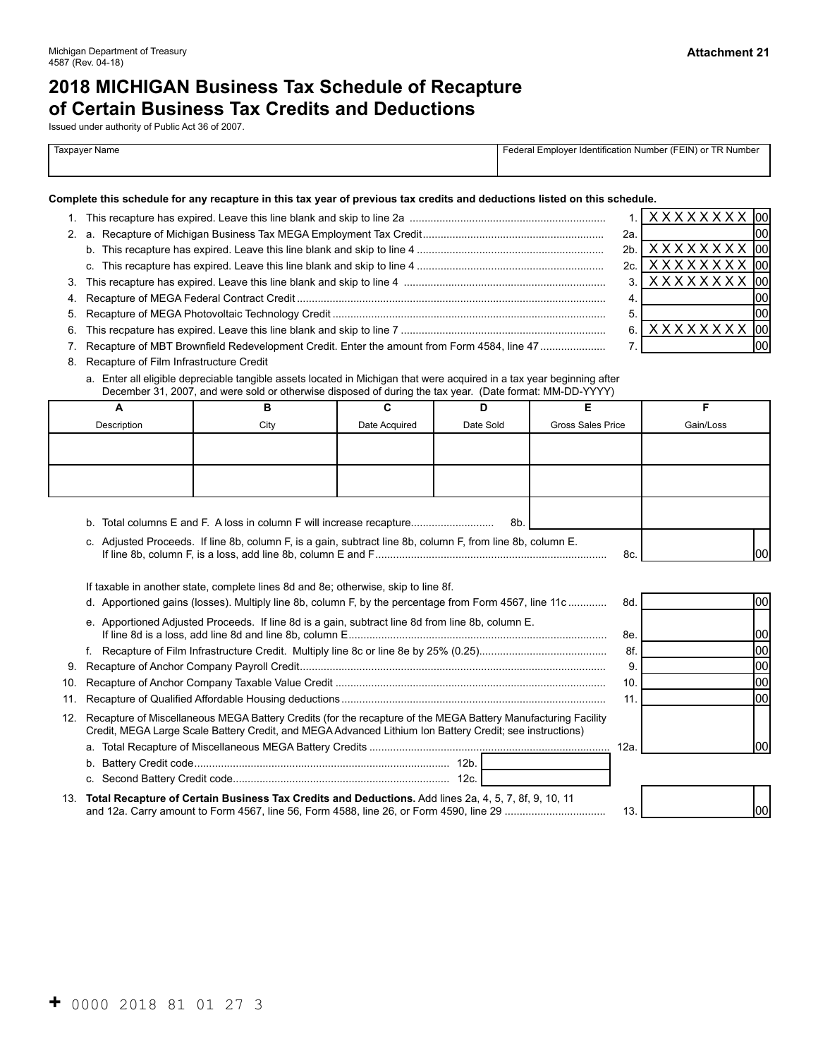Michigan Department of Treasury
4587 (Rev. 04-18)

**Attachment 21**

# 2018 MICHIGAN Business Tax Schedule of Recapture of Certain Business Tax Credits and Deductions

Issued under authority of Public Act 36 of 2007.

| Taxpayer Name | Federal Employer Identification Number (FEIN) or TR Number |
|---|---|
| | |

**Complete this schedule for any recapture in this tax year of previous tax credits and deductions listed on this schedule.**

1. This recapture has expired. Leave this line blank and skip to line 2a ........ 1. XXXXXXXX 00
2. a. Recapture of Michigan Business Tax MEGA Employment Tax Credit ........ 2a. 00
   b. This recapture has expired. Leave this line blank and skip to line 4 ........ 2b. XXXXXXXX 00
   c. This recapture has expired. Leave this line blank and skip to line 4 ........ 2c. XXXXXXXX 00
3. This recapture has expired. Leave this line blank and skip to line 4 ........ 3. XXXXXXXX 00
4. Recapture of MEGA Federal Contract Credit ........ 4. 00
5. Recapture of MEGA Photovoltaic Technology Credit ........ 5. 00
6. This recpature has expired. Leave this line blank and skip to line 7 ........ 6. XXXXXXXX 00
7. Recapture of MBT Brownfield Redevelopment Credit. Enter the amount from Form 4584, line 47 ........ 7. 00
8. Recapture of Film Infrastructure Credit
   a. Enter all eligible depreciable tangible assets located in Michigan that were acquired in a tax year beginning after December 31, 2007, and were sold or otherwise disposed of during the tax year. (Date format: MM-DD-YYYY)

| A<br>Description | B<br>City | C<br>Date Acquired | D<br>Date Sold | E<br>Gross Sales Price | F<br>Gain/Loss |
|---|---|---|---|---|---|
| | | | | | |
| | | | | | |

   b. Total columns E and F. A loss in column F will increase recapture ........ 8b.
   c. Adjusted Proceeds. If line 8b, column F, is a gain, subtract line 8b, column F, from line 8b, column E. If line 8b, column F, is a loss, add line 8b, column E and F ........ 8c. 00

   If taxable in another state, complete lines 8d and 8e; otherwise, skip to line 8f.

   d. Apportioned gains (losses). Multiply line 8b, column F, by the percentage from Form 4567, line 11c ........ 8d. 00
   e. Apportioned Adjusted Proceeds. If line 8d is a gain, subtract line 8d from line 8b, column E. If line 8d is a loss, add line 8d and line 8b, column E ........ 8e. 00
   f. Recapture of Film Infrastructure Credit. Multiply line 8c or line 8e by 25% (0.25) ........ 8f. 00
9. Recapture of Anchor Company Payroll Credit ........ 9. 00
10. Recapture of Anchor Company Taxable Value Credit ........ 10. 00
11. Recapture of Qualified Affordable Housing deductions ........ 11. 00
12. Recapture of Miscellaneous MEGA Battery Credits (for the recapture of the MEGA Battery Manufacturing Facility Credit, MEGA Large Scale Battery Credit, and MEGA Advanced Lithium Ion Battery Credit; see instructions)
    a. Total Recapture of Miscellaneous MEGA Battery Credits ........ 12a. 00
    b. Battery Credit code ........ 12b.
    c. Second Battery Credit code ........ 12c.
13. **Total Recapture of Certain Business Tax Credits and Deductions.** Add lines 2a, 4, 5, 7, 8f, 9, 10, 11 and 12a. Carry amount to Form 4567, line 56, Form 4588, line 26, or Form 4590, line 29 ........ 13. 00

+ 0000 2018 81 01 27 3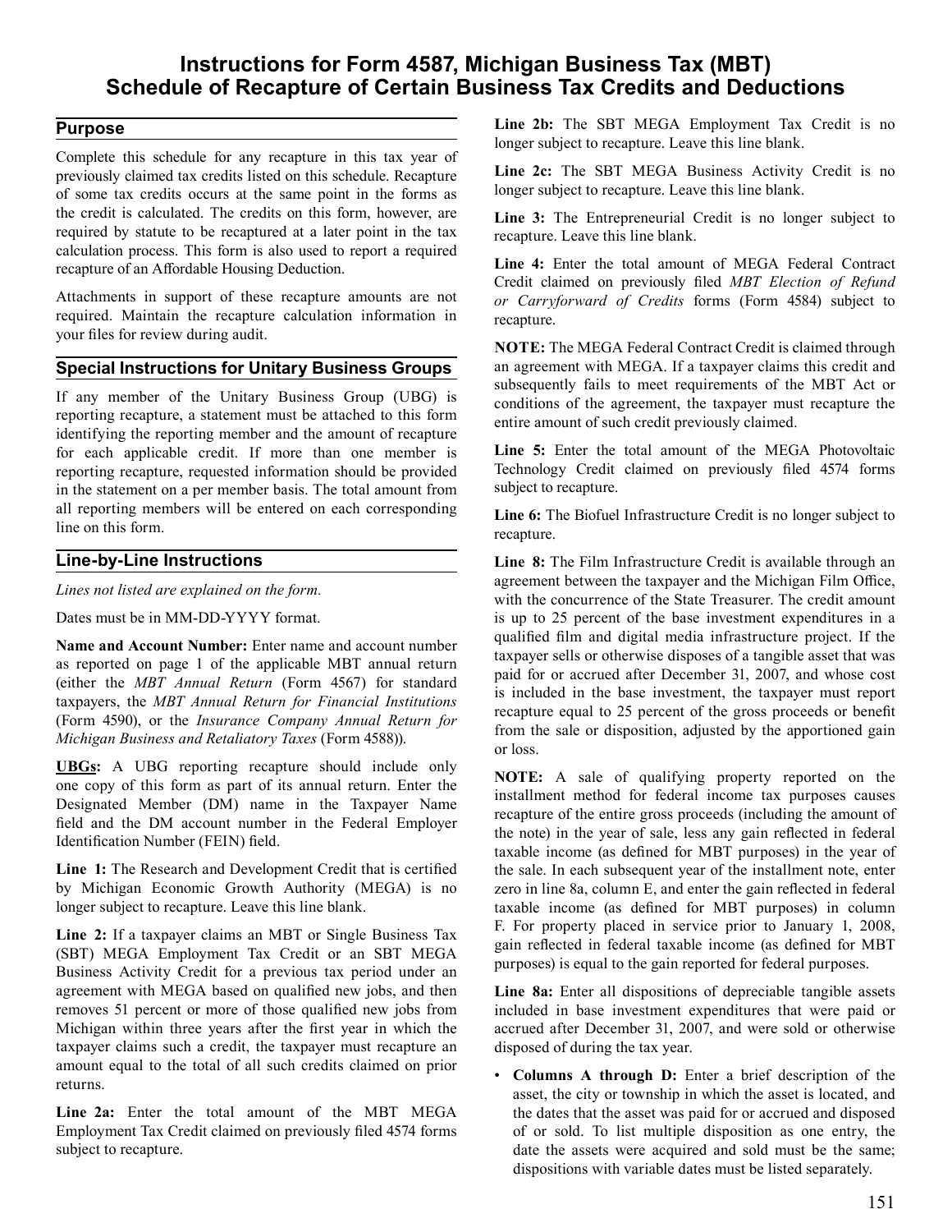# Instructions for Form 4587, Michigan Business Tax (MBT) Schedule of Recapture of Certain Business Tax Credits and Deductions

## Purpose

Complete this schedule for any recapture in this tax year of previously claimed tax credits listed on this schedule. Recapture of some tax credits occurs at the same point in the forms as the credit is calculated. The credits on this form, however, are required by statute to be recaptured at a later point in the tax calculation process. This form is also used to report a required recapture of an Affordable Housing Deduction.

Attachments in support of these recapture amounts are not required. Maintain the recapture calculation information in your files for review during audit.

## Special Instructions for Unitary Business Groups

If any member of the Unitary Business Group (UBG) is reporting recapture, a statement must be attached to this form identifying the reporting member and the amount of recapture for each applicable credit. If more than one member is reporting recapture, requested information should be provided in the statement on a per member basis. The total amount from all reporting members will be entered on each corresponding line on this form.

## Line-by-Line Instructions

*Lines not listed are explained on the form.*

Dates must be in MM-DD-YYYY format.

**Name and Account Number:** Enter name and account number as reported on page 1 of the applicable MBT annual return (either the *MBT Annual Return* (Form 4567) for standard taxpayers, the *MBT Annual Return for Financial Institutions* (Form 4590), or the *Insurance Company Annual Return for Michigan Business and Retaliatory Taxes* (Form 4588)).

**UBGs:** A UBG reporting recapture should include only one copy of this form as part of its annual return. Enter the Designated Member (DM) name in the Taxpayer Name field and the DM account number in the Federal Employer Identification Number (FEIN) field.

**Line 1:** The Research and Development Credit that is certified by Michigan Economic Growth Authority (MEGA) is no longer subject to recapture. Leave this line blank.

**Line 2:** If a taxpayer claims an MBT or Single Business Tax (SBT) MEGA Employment Tax Credit or an SBT MEGA Business Activity Credit for a previous tax period under an agreement with MEGA based on qualified new jobs, and then removes 51 percent or more of those qualified new jobs from Michigan within three years after the first year in which the taxpayer claims such a credit, the taxpayer must recapture an amount equal to the total of all such credits claimed on prior returns.

**Line 2a:** Enter the total amount of the MBT MEGA Employment Tax Credit claimed on previously filed 4574 forms subject to recapture.

**Line 2b:** The SBT MEGA Employment Tax Credit is no longer subject to recapture. Leave this line blank.

**Line 2c:** The SBT MEGA Business Activity Credit is no longer subject to recapture. Leave this line blank.

**Line 3:** The Entrepreneurial Credit is no longer subject to recapture. Leave this line blank.

**Line 4:** Enter the total amount of MEGA Federal Contract Credit claimed on previously filed *MBT Election of Refund or Carryforward of Credits* forms (Form 4584) subject to recapture.

**NOTE:** The MEGA Federal Contract Credit is claimed through an agreement with MEGA. If a taxpayer claims this credit and subsequently fails to meet requirements of the MBT Act or conditions of the agreement, the taxpayer must recapture the entire amount of such credit previously claimed.

**Line 5:** Enter the total amount of the MEGA Photovoltaic Technology Credit claimed on previously filed 4574 forms subject to recapture.

**Line 6:** The Biofuel Infrastructure Credit is no longer subject to recapture.

**Line 8:** The Film Infrastructure Credit is available through an agreement between the taxpayer and the Michigan Film Office, with the concurrence of the State Treasurer. The credit amount is up to 25 percent of the base investment expenditures in a qualified film and digital media infrastructure project. If the taxpayer sells or otherwise disposes of a tangible asset that was paid for or accrued after December 31, 2007, and whose cost is included in the base investment, the taxpayer must report recapture equal to 25 percent of the gross proceeds or benefit from the sale or disposition, adjusted by the apportioned gain or loss.

**NOTE:** A sale of qualifying property reported on the installment method for federal income tax purposes causes recapture of the entire gross proceeds (including the amount of the note) in the year of sale, less any gain reflected in federal taxable income (as defined for MBT purposes) in the year of the sale. In each subsequent year of the installment note, enter zero in line 8a, column E, and enter the gain reflected in federal taxable income (as defined for MBT purposes) in column F. For property placed in service prior to January 1, 2008, gain reflected in federal taxable income (as defined for MBT purposes) is equal to the gain reported for federal purposes.

**Line 8a:** Enter all dispositions of depreciable tangible assets included in base investment expenditures that were paid or accrued after December 31, 2007, and were sold or otherwise disposed of during the tax year.

- **Columns A through D:** Enter a brief description of the asset, the city or township in which the asset is located, and the dates that the asset was paid for or accrued and disposed of or sold. To list multiple disposition as one entry, the date the assets were acquired and sold must be the same; dispositions with variable dates must be listed separately.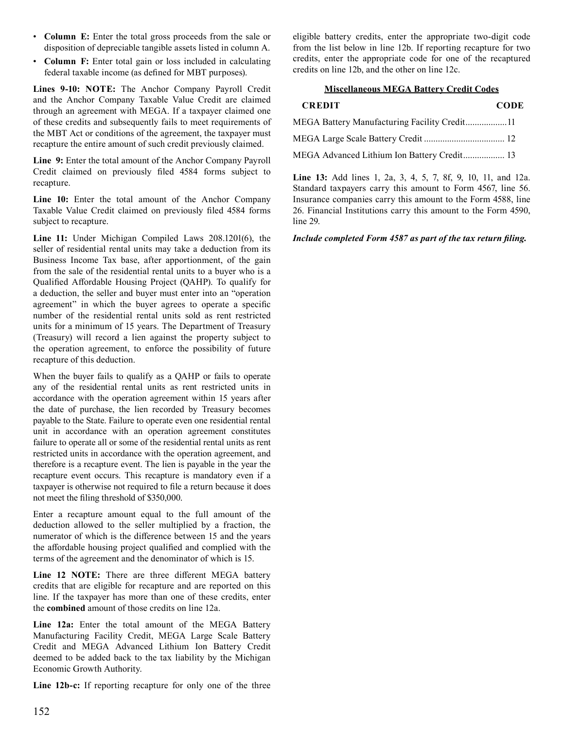- **Column E:** Enter the total gross proceeds from the sale or disposition of depreciable tangible assets listed in column A.
- **Column F:** Enter total gain or loss included in calculating federal taxable income (as defined for MBT purposes).

**Lines 9-10: NOTE:** The Anchor Company Payroll Credit and the Anchor Company Taxable Value Credit are claimed through an agreement with MEGA. If a taxpayer claimed one of these credits and subsequently fails to meet requirements of the MBT Act or conditions of the agreement, the taxpayer must recapture the entire amount of such credit previously claimed.

**Line 9:** Enter the total amount of the Anchor Company Payroll Credit claimed on previously filed 4584 forms subject to recapture.

**Line 10:** Enter the total amount of the Anchor Company Taxable Value Credit claimed on previously filed 4584 forms subject to recapture.

**Line 11:** Under Michigan Compiled Laws 208.1201(6), the seller of residential rental units may take a deduction from its Business Income Tax base, after apportionment, of the gain from the sale of the residential rental units to a buyer who is a Qualified Affordable Housing Project (QAHP). To qualify for a deduction, the seller and buyer must enter into an "operation agreement" in which the buyer agrees to operate a specific number of the residential rental units sold as rent restricted units for a minimum of 15 years. The Department of Treasury (Treasury) will record a lien against the property subject to the operation agreement, to enforce the possibility of future recapture of this deduction.

When the buyer fails to qualify as a QAHP or fails to operate any of the residential rental units as rent restricted units in accordance with the operation agreement within 15 years after the date of purchase, the lien recorded by Treasury becomes payable to the State. Failure to operate even one residential rental unit in accordance with an operation agreement constitutes failure to operate all or some of the residential rental units as rent restricted units in accordance with the operation agreement, and therefore is a recapture event. The lien is payable in the year the recapture event occurs. This recapture is mandatory even if a taxpayer is otherwise not required to file a return because it does not meet the filing threshold of $350,000.

Enter a recapture amount equal to the full amount of the deduction allowed to the seller multiplied by a fraction, the numerator of which is the difference between 15 and the years the affordable housing project qualified and complied with the terms of the agreement and the denominator of which is 15.

**Line 12 NOTE:** There are three different MEGA battery credits that are eligible for recapture and are reported on this line. If the taxpayer has more than one of these credits, enter the **combined** amount of those credits on line 12a.

**Line 12a:** Enter the total amount of the MEGA Battery Manufacturing Facility Credit, MEGA Large Scale Battery Credit and MEGA Advanced Lithium Ion Battery Credit deemed to be added back to the tax liability by the Michigan Economic Growth Authority.

**Line 12b-c:** If reporting recapture for only one of the three eligible battery credits, enter the appropriate two-digit code from the list below in line 12b. If reporting recapture for two credits, enter the appropriate code for one of the recaptured credits on line 12b, and the other on line 12c.

**Miscellaneous MEGA Battery Credit Codes**

| CREDIT | CODE |
|---|---|
| MEGA Battery Manufacturing Facility Credit | 11 |
| MEGA Large Scale Battery Credit | 12 |
| MEGA Advanced Lithium Ion Battery Credit | 13 |

**Line 13:** Add lines 1, 2a, 3, 4, 5, 7, 8f, 9, 10, 11, and 12a. Standard taxpayers carry this amount to Form 4567, line 56. Insurance companies carry this amount to the Form 4588, line 26. Financial Institutions carry this amount to the Form 4590, line 29.

***Include completed Form 4587 as part of the tax return filing.***